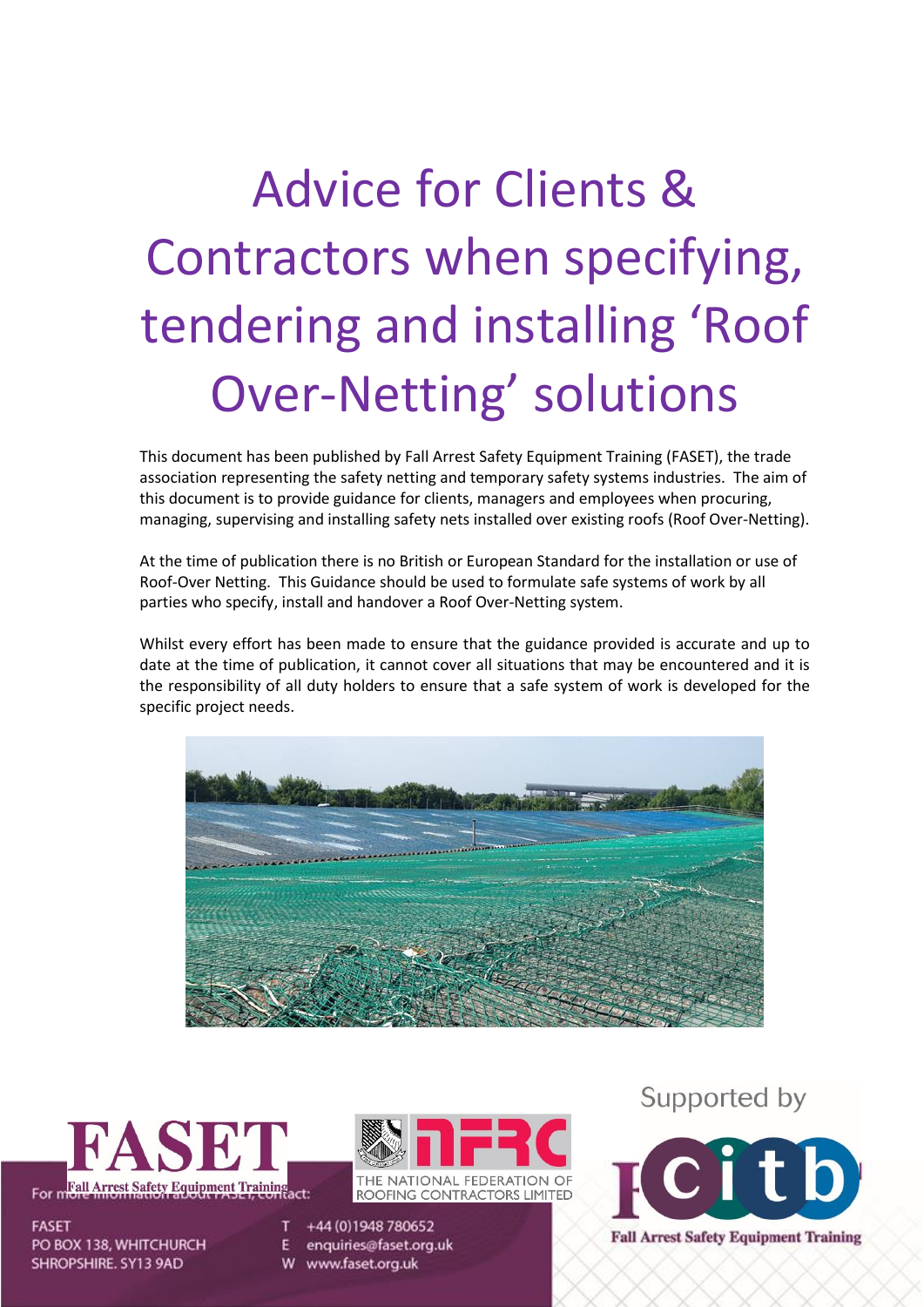# Advice for Clients & Contractors when specifying, tendering and installing 'Roof Over-Netting' solutions

This document has been published by Fall Arrest Safety Equipment Training (FASET), the trade association representing the safety netting and temporary safety systems industries. The aim of this document is to provide guidance for clients, managers and employees when procuring, managing, supervising and installing safety nets installed over existing roofs (Roof Over-Netting).

At the time of publication there is no British or European Standard for the installation or use of Roof-Over Netting. This Guidance should be used to formulate safe systems of work by all parties who specify, install and handover a Roof Over-Netting system.

Whilst every effort has been made to ensure that the guidance provided is accurate and up to date at the time of publication, it cannot cover all situations that may be encountered and it is the responsibility of all duty holders to ensure that a safe system of work is developed for the specific project needs.

FASET – Fall Arrest Safety Equipment Training

THE NATIONAL FEDERATION OF ROOFING CONTRACTORS LIMITED

Supported by citb

For more information about FASET, contact:

FASET
PO BOX 138, WHITCHURCH
SHROPSHIRE. SY13 9AD

T +44 (0)1948 780652
E enquiries@faset.org.uk
W www.faset.org.uk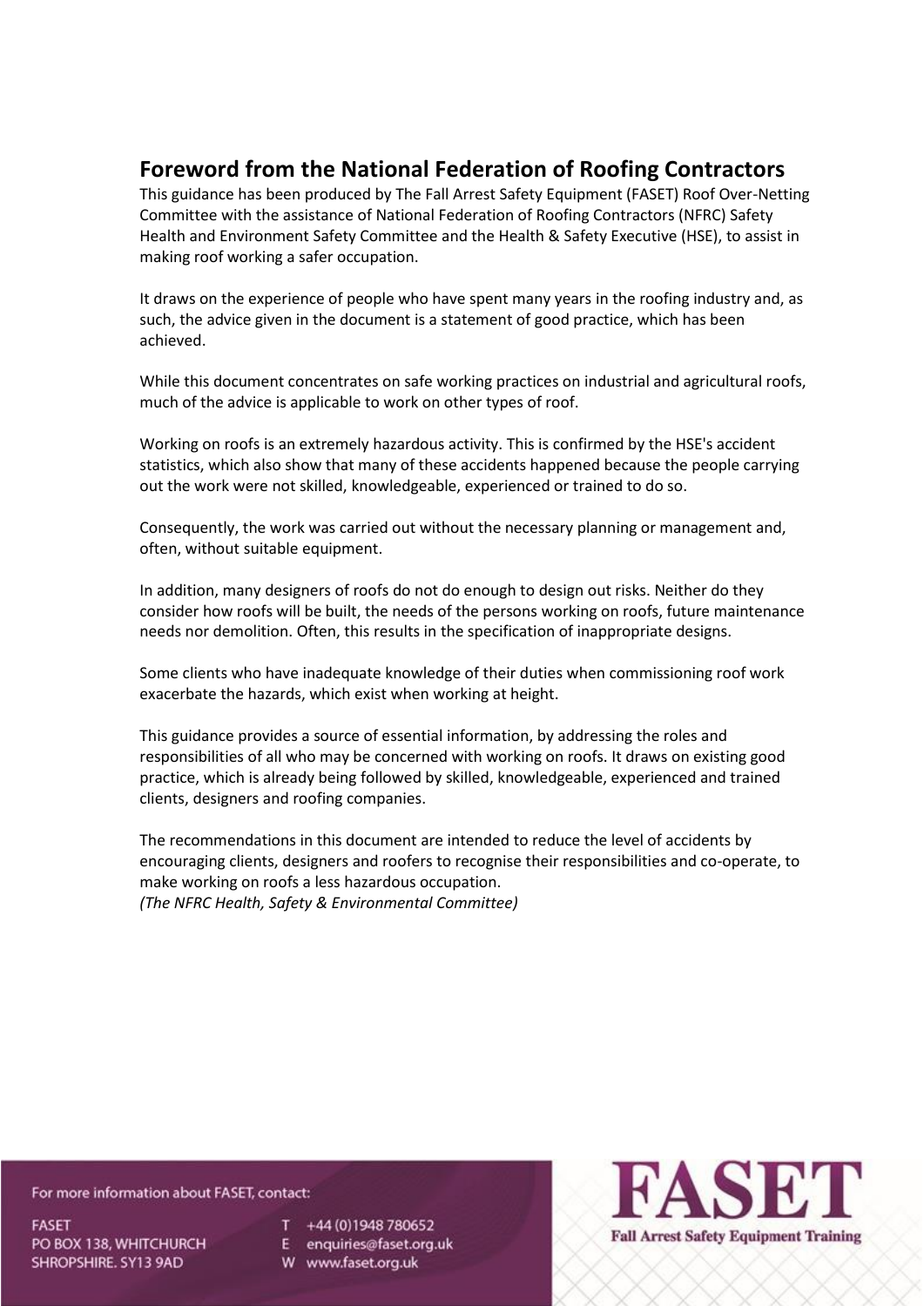## Foreword from the National Federation of Roofing Contractors

This guidance has been produced by The Fall Arrest Safety Equipment (FASET) Roof Over-Netting Committee with the assistance of National Federation of Roofing Contractors (NFRC) Safety Health and Environment Safety Committee and the Health & Safety Executive (HSE), to assist in making roof working a safer occupation.

It draws on the experience of people who have spent many years in the roofing industry and, as such, the advice given in the document is a statement of good practice, which has been achieved.

While this document concentrates on safe working practices on industrial and agricultural roofs, much of the advice is applicable to work on other types of roof.

Working on roofs is an extremely hazardous activity. This is confirmed by the HSE's accident statistics, which also show that many of these accidents happened because the people carrying out the work were not skilled, knowledgeable, experienced or trained to do so.

Consequently, the work was carried out without the necessary planning or management and, often, without suitable equipment.

In addition, many designers of roofs do not do enough to design out risks. Neither do they consider how roofs will be built, the needs of the persons working on roofs, future maintenance needs nor demolition. Often, this results in the specification of inappropriate designs.

Some clients who have inadequate knowledge of their duties when commissioning roof work exacerbate the hazards, which exist when working at height.

This guidance provides a source of essential information, by addressing the roles and responsibilities of all who may be concerned with working on roofs. It draws on existing good practice, which is already being followed by skilled, knowledgeable, experienced and trained clients, designers and roofing companies.

The recommendations in this document are intended to reduce the level of accidents by encouraging clients, designers and roofers to recognise their responsibilities and co-operate, to make working on roofs a less hazardous occupation.
*(The NFRC Health, Safety & Environmental Committee)*

For more information about FASET, contact:

FASET
PO BOX 138, WHITCHURCH
SHROPSHIRE. SY13 9AD

T +44 (0)1948 780652
E enquiries@faset.org.uk
W www.faset.org.uk

**FASET**
Fall Arrest Safety Equipment Training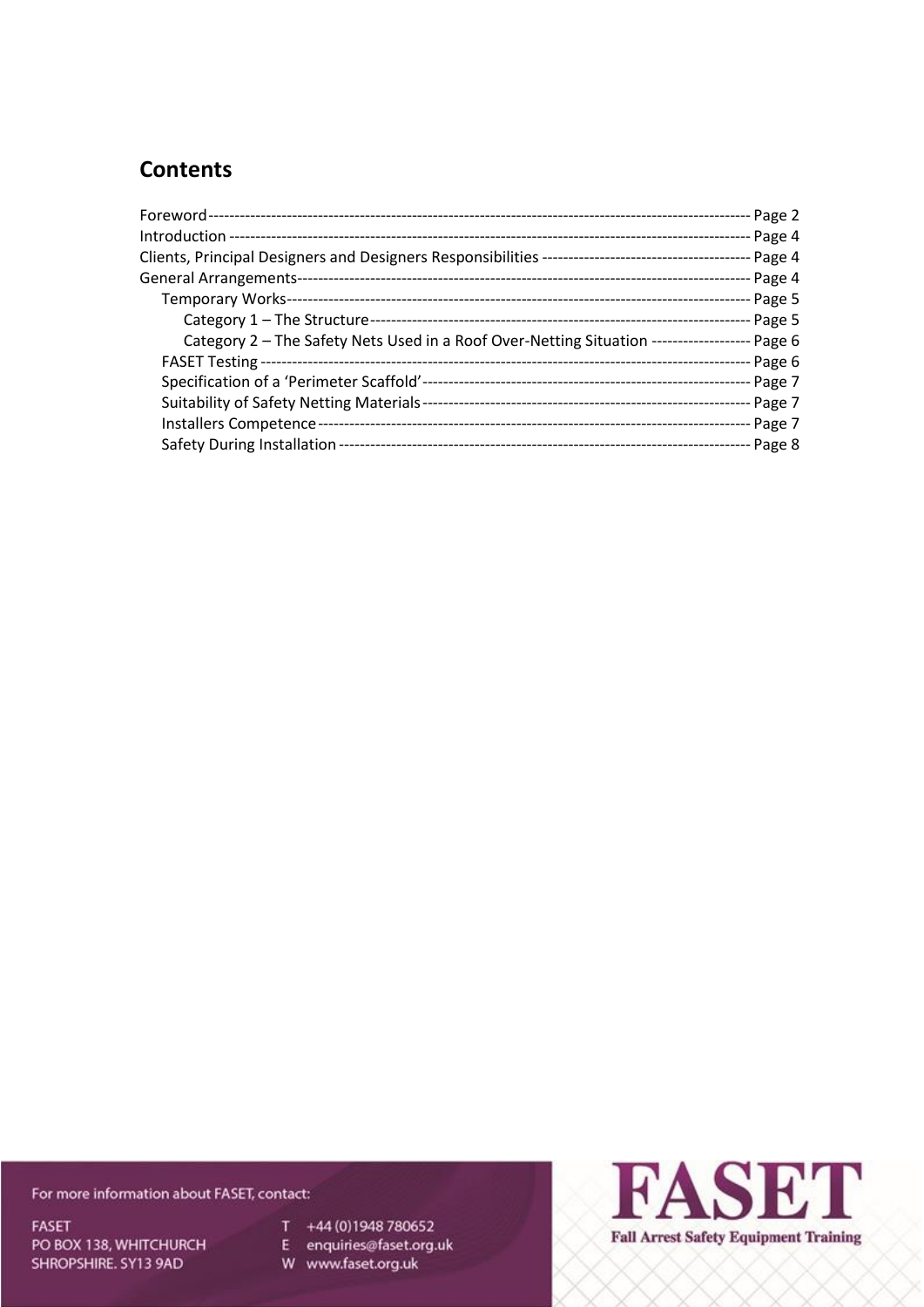## Contents

- Foreword ---------- Page 2
- Introduction ---------- Page 4
- Clients, Principal Designers and Designers Responsibilities ---------- Page 4
- General Arrangements ---------- Page 4
  - Temporary Works ---------- Page 5
    - Category 1 – The Structure ---------- Page 5
    - Category 2 – The Safety Nets Used in a Roof Over-Netting Situation ---------- Page 6
  - FASET Testing ---------- Page 6
  - Specification of a 'Perimeter Scaffold' ---------- Page 7
  - Suitability of Safety Netting Materials ---------- Page 7
  - Installers Competence ---------- Page 7
  - Safety During Installation ---------- Page 8

For more information about FASET, contact:

FASET
PO BOX 138, WHITCHURCH
SHROPSHIRE. SY13 9AD

T +44 (0)1948 780652
E enquiries@faset.org.uk
W www.faset.org.uk

**FASET**
Fall Arrest Safety Equipment Training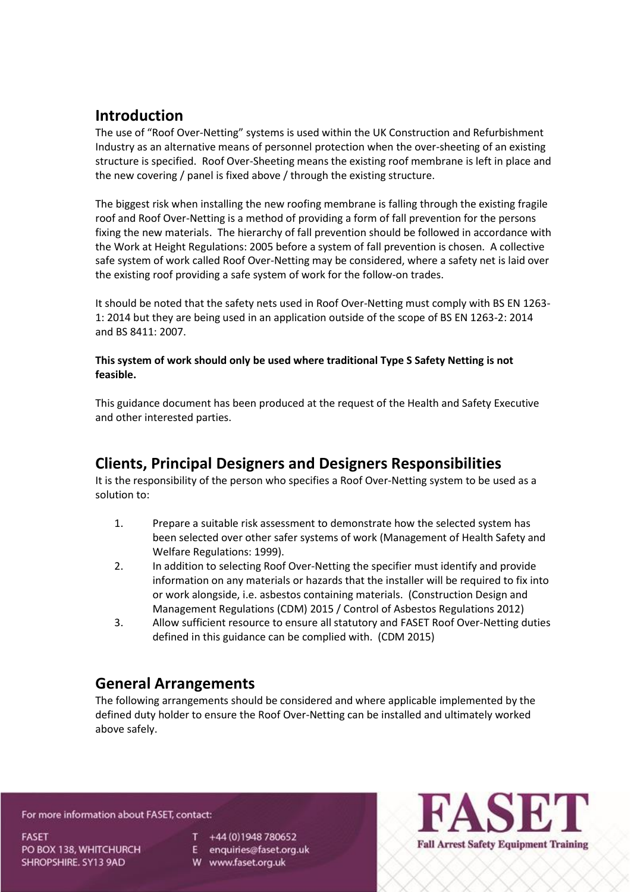## Introduction

The use of "Roof Over-Netting" systems is used within the UK Construction and Refurbishment Industry as an alternative means of personnel protection when the over-sheeting of an existing structure is specified. Roof Over-Sheeting means the existing roof membrane is left in place and the new covering / panel is fixed above / through the existing structure.

The biggest risk when installing the new roofing membrane is falling through the existing fragile roof and Roof Over-Netting is a method of providing a form of fall prevention for the persons fixing the new materials. The hierarchy of fall prevention should be followed in accordance with the Work at Height Regulations: 2005 before a system of fall prevention is chosen. A collective safe system of work called Roof Over-Netting may be considered, where a safety net is laid over the existing roof providing a safe system of work for the follow-on trades.

It should be noted that the safety nets used in Roof Over-Netting must comply with BS EN 1263-1: 2014 but they are being used in an application outside of the scope of BS EN 1263-2: 2014 and BS 8411: 2007.

**This system of work should only be used where traditional Type S Safety Netting is not feasible.**

This guidance document has been produced at the request of the Health and Safety Executive and other interested parties.

## Clients, Principal Designers and Designers Responsibilities

It is the responsibility of the person who specifies a Roof Over-Netting system to be used as a solution to:

1. Prepare a suitable risk assessment to demonstrate how the selected system has been selected over other safer systems of work (Management of Health Safety and Welfare Regulations: 1999).
2. In addition to selecting Roof Over-Netting the specifier must identify and provide information on any materials or hazards that the installer will be required to fix into or work alongside, i.e. asbestos containing materials. (Construction Design and Management Regulations (CDM) 2015 / Control of Asbestos Regulations 2012)
3. Allow sufficient resource to ensure all statutory and FASET Roof Over-Netting duties defined in this guidance can be complied with. (CDM 2015)

## General Arrangements

The following arrangements should be considered and where applicable implemented by the defined duty holder to ensure the Roof Over-Netting can be installed and ultimately worked above safely.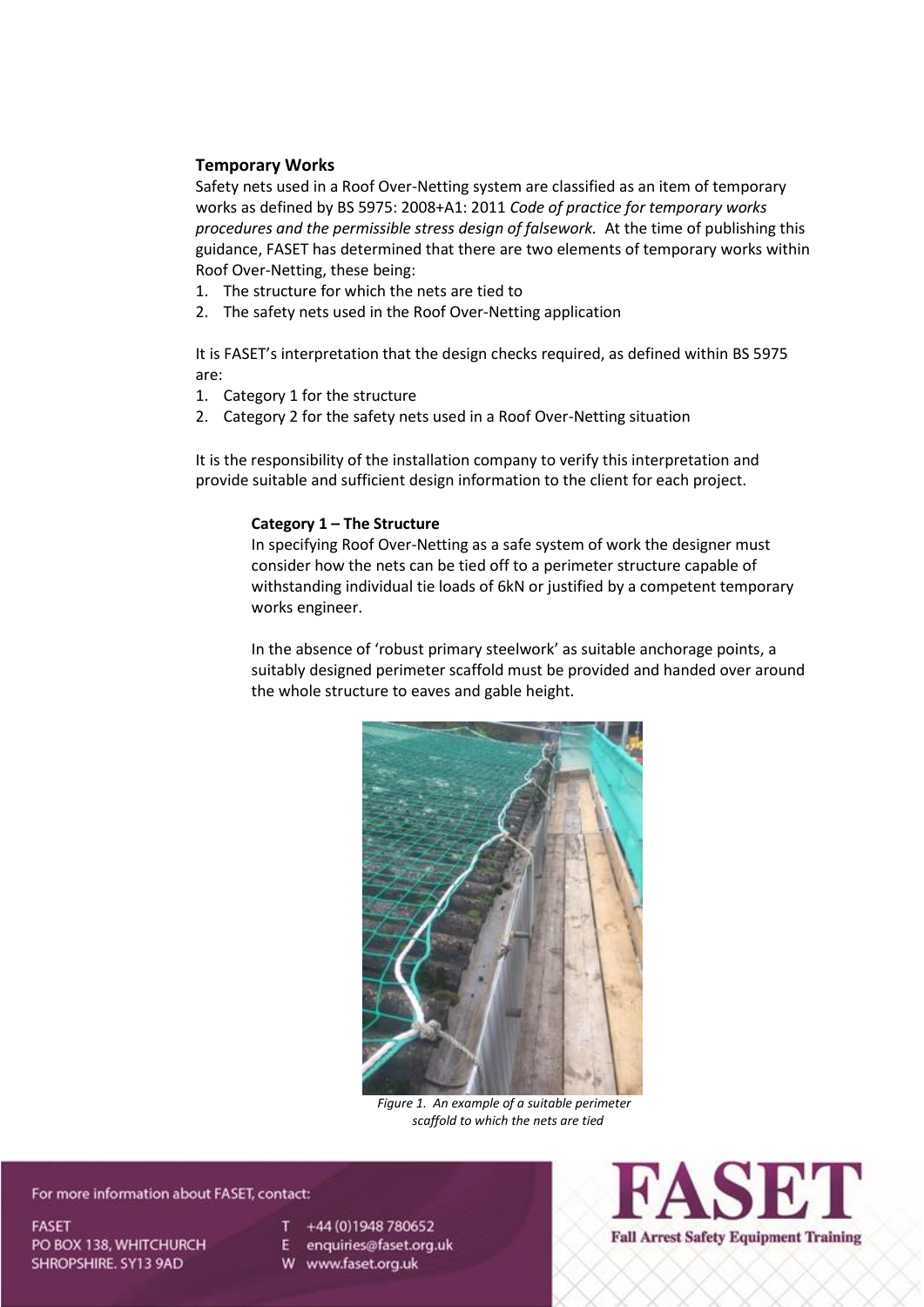## Temporary Works

Safety nets used in a Roof Over-Netting system are classified as an item of temporary works as defined by BS 5975: 2008+A1: 2011 *Code of practice for temporary works procedures and the permissible stress design of falsework.* At the time of publishing this guidance, FASET has determined that there are two elements of temporary works within Roof Over-Netting, these being:

1. The structure for which the nets are tied to
2. The safety nets used in the Roof Over-Netting application

It is FASET's interpretation that the design checks required, as defined within BS 5975 are:

1. Category 1 for the structure
2. Category 2 for the safety nets used in a Roof Over-Netting situation

It is the responsibility of the installation company to verify this interpretation and provide suitable and sufficient design information to the client for each project.

### Category 1 – The Structure

In specifying Roof Over-Netting as a safe system of work the designer must consider how the nets can be tied off to a perimeter structure capable of withstanding individual tie loads of 6kN or justified by a competent temporary works engineer.

In the absence of 'robust primary steelwork' as suitable anchorage points, a suitably designed perimeter scaffold must be provided and handed over around the whole structure to eaves and gable height.

*Figure 1. An example of a suitable perimeter scaffold to which the nets are tied*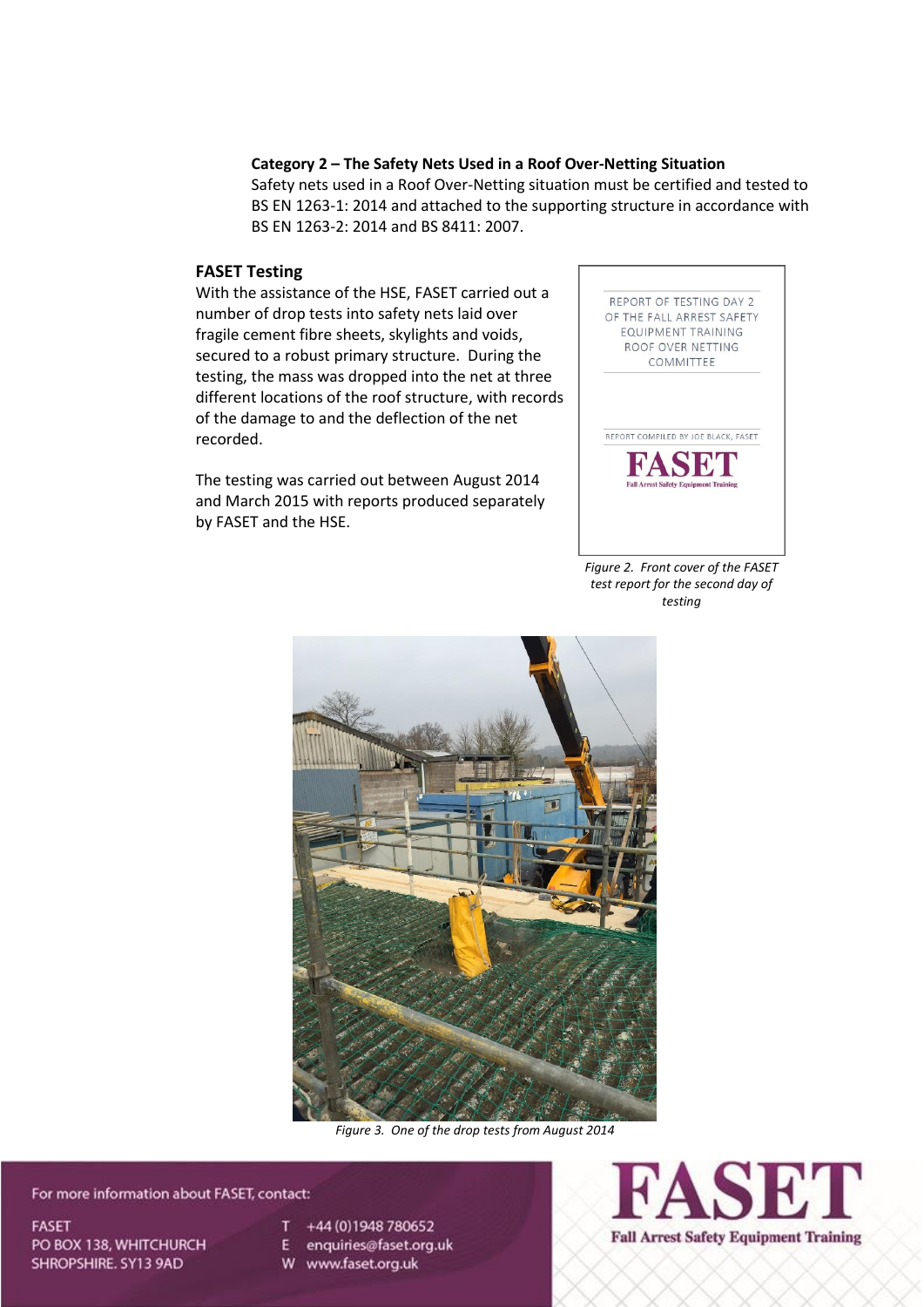**Category 2 – The Safety Nets Used in a Roof Over-Netting Situation**

Safety nets used in a Roof Over-Netting situation must be certified and tested to BS EN 1263-1: 2014 and attached to the supporting structure in accordance with BS EN 1263-2: 2014 and BS 8411: 2007.

## FASET Testing

With the assistance of the HSE, FASET carried out a number of drop tests into safety nets laid over fragile cement fibre sheets, skylights and voids, secured to a robust primary structure. During the testing, the mass was dropped into the net at three different locations of the roof structure, with records of the damage to and the deflection of the net recorded.

The testing was carried out between August 2014 and March 2015 with reports produced separately by FASET and the HSE.

*Figure 2. Front cover of the FASET test report for the second day of testing*

*Figure 3. One of the drop tests from August 2014*

For more information about FASET, contact:

FASET
PO BOX 138, WHITCHURCH
SHROPSHIRE. SY13 9AD

T +44 (0)1948 780652
E enquiries@faset.org.uk
W www.faset.org.uk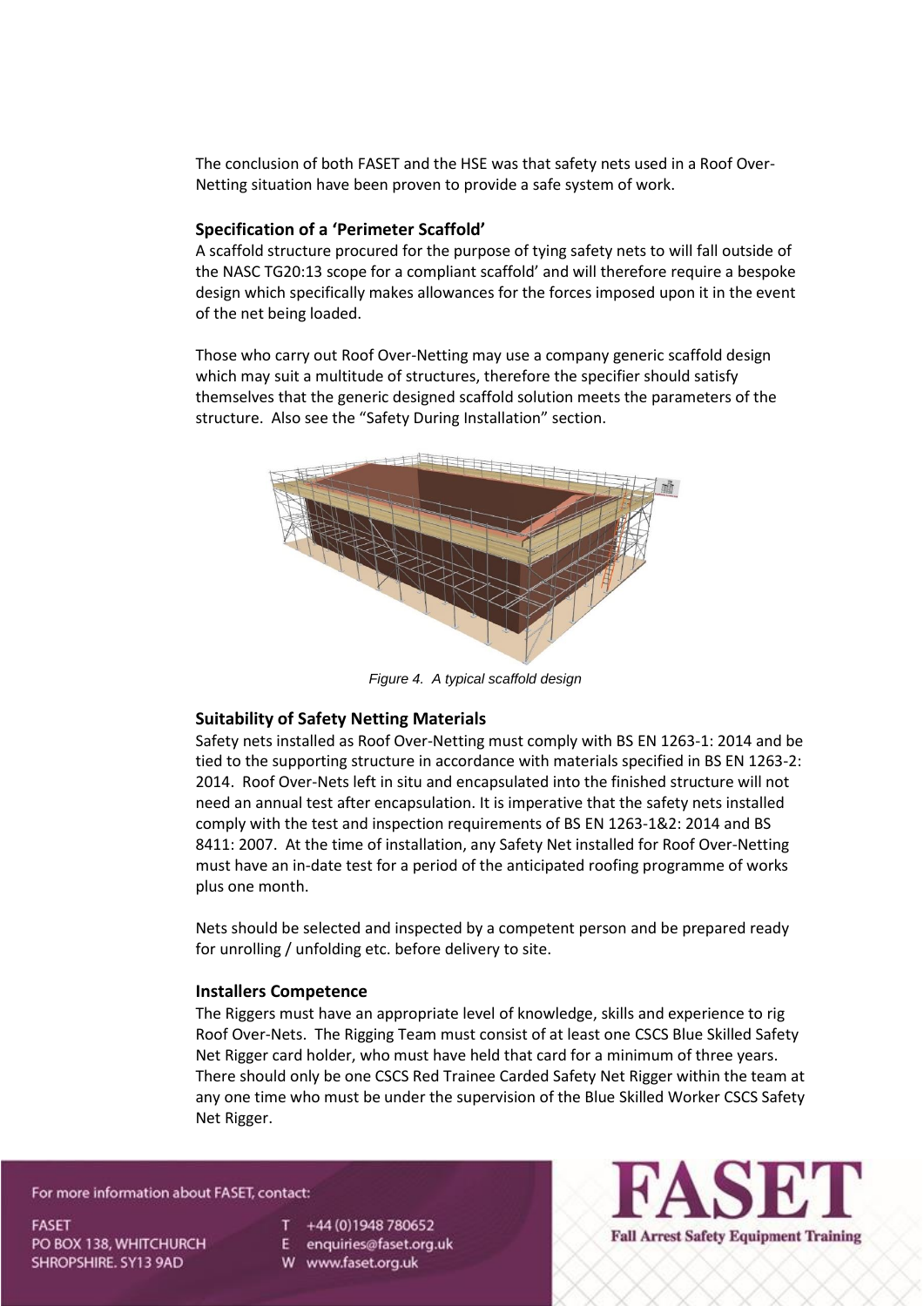The conclusion of both FASET and the HSE was that safety nets used in a Roof Over-Netting situation have been proven to provide a safe system of work.

### Specification of a 'Perimeter Scaffold'

A scaffold structure procured for the purpose of tying safety nets to will fall outside of the NASC TG20:13 scope for a compliant scaffold' and will therefore require a bespoke design which specifically makes allowances for the forces imposed upon it in the event of the net being loaded.

Those who carry out Roof Over-Netting may use a company generic scaffold design which may suit a multitude of structures, therefore the specifier should satisfy themselves that the generic designed scaffold solution meets the parameters of the structure. Also see the "Safety During Installation" section.

*Figure 4. A typical scaffold design*

### Suitability of Safety Netting Materials

Safety nets installed as Roof Over-Netting must comply with BS EN 1263-1: 2014 and be tied to the supporting structure in accordance with materials specified in BS EN 1263-2: 2014. Roof Over-Nets left in situ and encapsulated into the finished structure will not need an annual test after encapsulation. It is imperative that the safety nets installed comply with the test and inspection requirements of BS EN 1263-1&2: 2014 and BS 8411: 2007. At the time of installation, any Safety Net installed for Roof Over-Netting must have an in-date test for a period of the anticipated roofing programme of works plus one month.

Nets should be selected and inspected by a competent person and be prepared ready for unrolling / unfolding etc. before delivery to site.

### Installers Competence

The Riggers must have an appropriate level of knowledge, skills and experience to rig Roof Over-Nets. The Rigging Team must consist of at least one CSCS Blue Skilled Safety Net Rigger card holder, who must have held that card for a minimum of three years. There should only be one CSCS Red Trainee Carded Safety Net Rigger within the team at any one time who must be under the supervision of the Blue Skilled Worker CSCS Safety Net Rigger.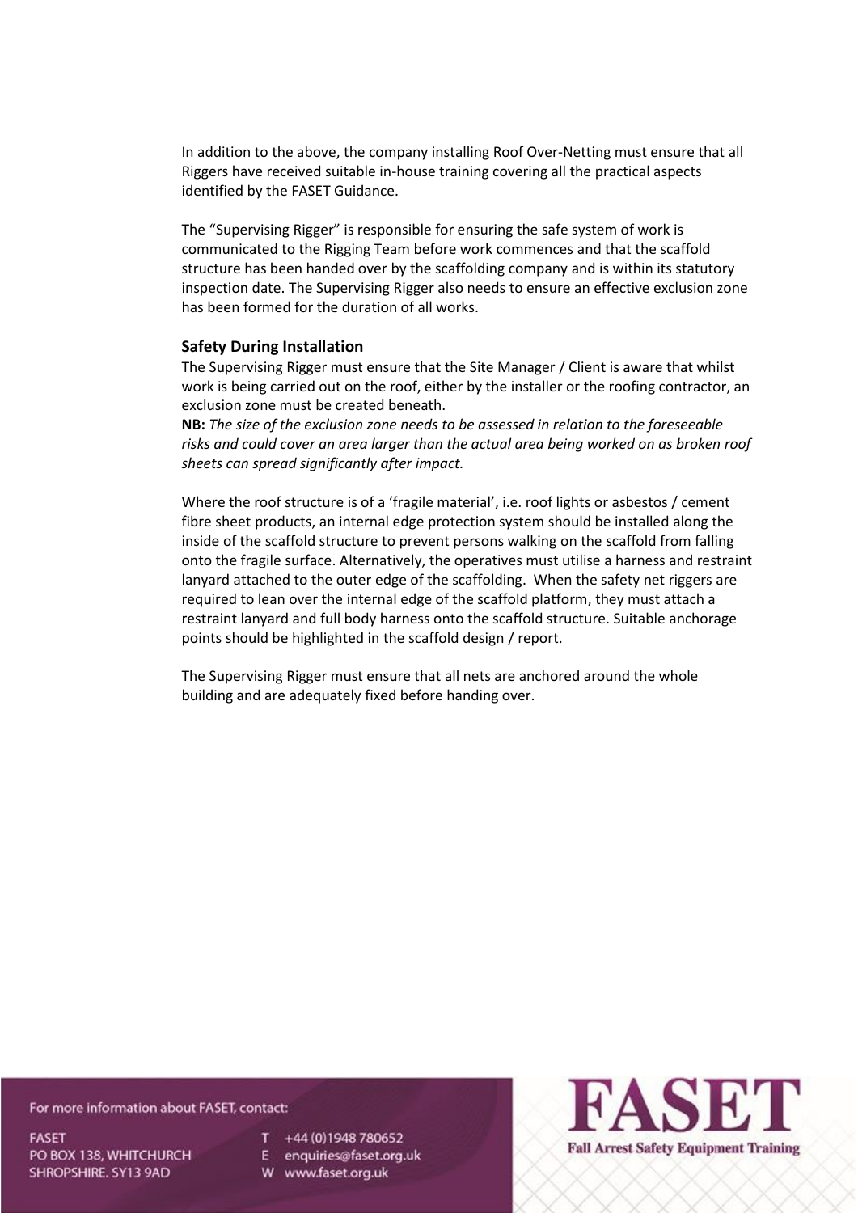In addition to the above, the company installing Roof Over-Netting must ensure that all Riggers have received suitable in-house training covering all the practical aspects identified by the FASET Guidance.

The "Supervising Rigger" is responsible for ensuring the safe system of work is communicated to the Rigging Team before work commences and that the scaffold structure has been handed over by the scaffolding company and is within its statutory inspection date. The Supervising Rigger also needs to ensure an effective exclusion zone has been formed for the duration of all works.

### Safety During Installation

The Supervising Rigger must ensure that the Site Manager / Client is aware that whilst work is being carried out on the roof, either by the installer or the roofing contractor, an exclusion zone must be created beneath.

**NB:** *The size of the exclusion zone needs to be assessed in relation to the foreseeable risks and could cover an area larger than the actual area being worked on as broken roof sheets can spread significantly after impact.*

Where the roof structure is of a 'fragile material', i.e. roof lights or asbestos / cement fibre sheet products, an internal edge protection system should be installed along the inside of the scaffold structure to prevent persons walking on the scaffold from falling onto the fragile surface. Alternatively, the operatives must utilise a harness and restraint lanyard attached to the outer edge of the scaffolding. When the safety net riggers are required to lean over the internal edge of the scaffold platform, they must attach a restraint lanyard and full body harness onto the scaffold structure. Suitable anchorage points should be highlighted in the scaffold design / report.

The Supervising Rigger must ensure that all nets are anchored around the whole building and are adequately fixed before handing over.